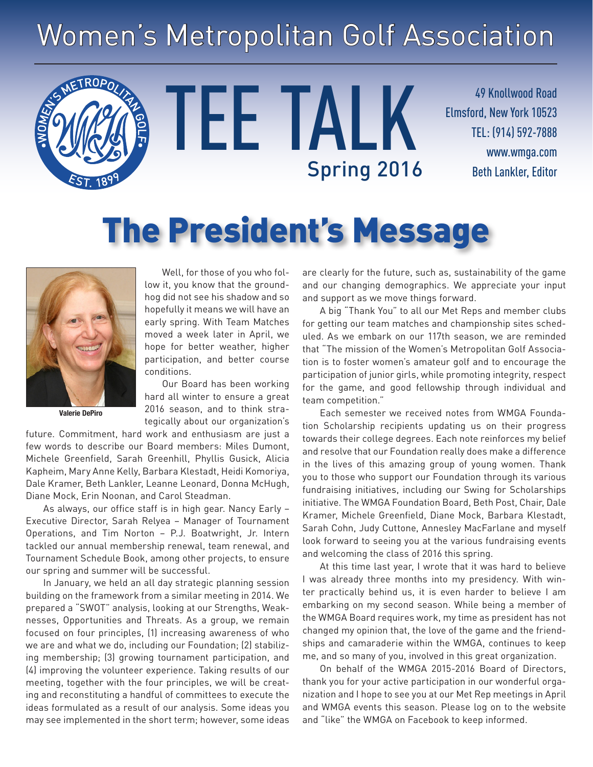# Women's Metropolitan Golf Association

# TEE TALK

Spring 2016

49 Knollwood Road
Elmsford, New York 10523
TEL: (914) 592-7888
www.wmga.com
Beth Lankler, Editor

## The President's Message

Valerie DePiro

Well, for those of you who follow it, you know that the groundhog did not see his shadow and so hopefully it means we will have an early spring. With Team Matches moved a week later in April, we hope for better weather, higher participation, and better course conditions.

Our Board has been working hard all winter to ensure a great 2016 season, and to think strategically about our organization's future. Commitment, hard work and enthusiasm are just a few words to describe our Board members: Miles Dumont, Michele Greenfield, Sarah Greenhill, Phyllis Gusick, Alicia Kapheim, Mary Anne Kelly, Barbara Klestadt, Heidi Komoriya, Dale Kramer, Beth Lankler, Leanne Leonard, Donna McHugh, Diane Mock, Erin Noonan, and Carol Steadman.

As always, our office staff is in high gear. Nancy Early – Executive Director, Sarah Relyea – Manager of Tournament Operations, and Tim Norton – P.J. Boatwright, Jr. Intern tackled our annual membership renewal, team renewal, and Tournament Schedule Book, among other projects, to ensure our spring and summer will be successful.

In January, we held an all day strategic planning session building on the framework from a similar meeting in 2014. We prepared a "SWOT" analysis, looking at our Strengths, Weaknesses, Opportunities and Threats. As a group, we remain focused on four principles, (1) increasing awareness of who we are and what we do, including our Foundation; (2) stabilizing membership; (3) growing tournament participation, and (4) improving the volunteer experience. Taking results of our meeting, together with the four principles, we will be creating and reconstituting a handful of committees to execute the ideas formulated as a result of our analysis. Some ideas you may see implemented in the short term; however, some ideas are clearly for the future, such as, sustainability of the game and our changing demographics. We appreciate your input and support as we move things forward.

A big "Thank You" to all our Met Reps and member clubs for getting our team matches and championship sites scheduled. As we embark on our 117th season, we are reminded that "The mission of the Women's Metropolitan Golf Association is to foster women's amateur golf and to encourage the participation of junior girls, while promoting integrity, respect for the game, and good fellowship through individual and team competition."

Each semester we received notes from WMGA Foundation Scholarship recipients updating us on their progress towards their college degrees. Each note reinforces my belief and resolve that our Foundation really does make a difference in the lives of this amazing group of young women. Thank you to those who support our Foundation through its various fundraising initiatives, including our Swing for Scholarships initiative. The WMGA Foundation Board, Beth Post, Chair, Dale Kramer, Michele Greenfield, Diane Mock, Barbara Klestadt, Sarah Cohn, Judy Cuttone, Annesley MacFarlane and myself look forward to seeing you at the various fundraising events and welcoming the class of 2016 this spring.

At this time last year, I wrote that it was hard to believe I was already three months into my presidency. With winter practically behind us, it is even harder to believe I am embarking on my second season. While being a member of the WMGA Board requires work, my time as president has not changed my opinion that, the love of the game and the friendships and camaraderie within the WMGA, continues to keep me, and so many of you, involved in this great organization.

On behalf of the WMGA 2015-2016 Board of Directors, thank you for your active participation in our wonderful organization and I hope to see you at our Met Rep meetings in April and WMGA events this season. Please log on to the website and "like" the WMGA on Facebook to keep informed.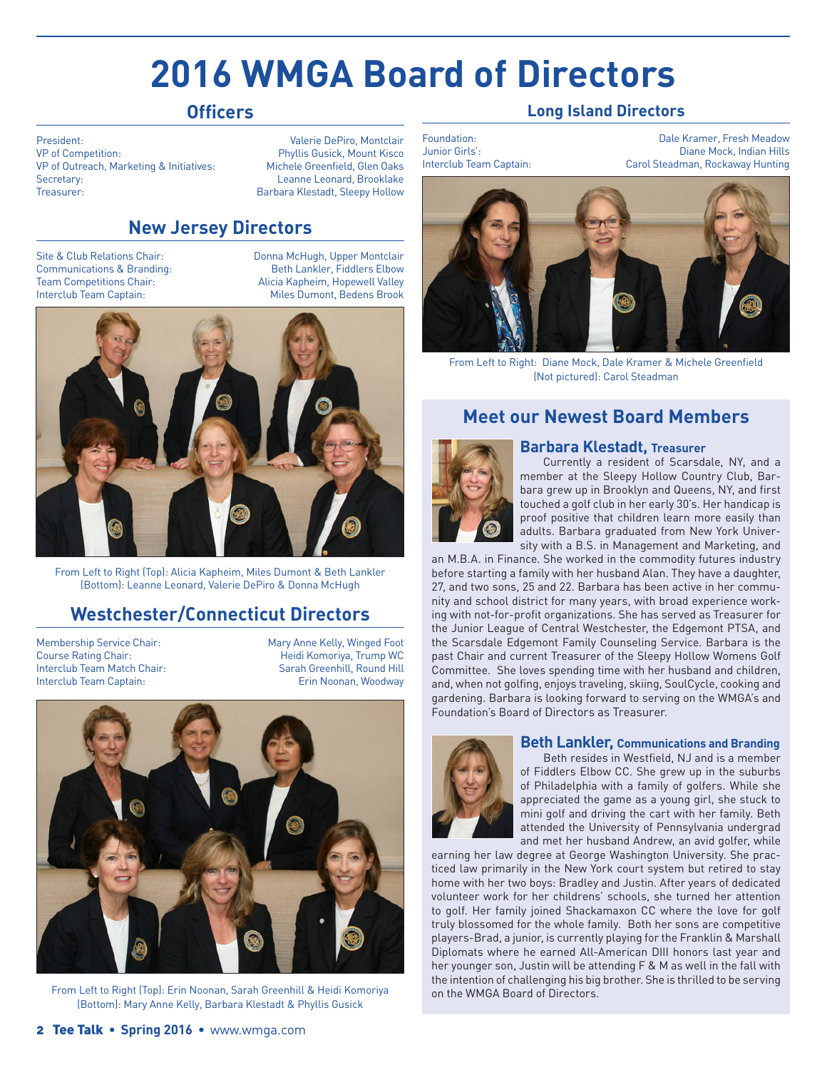# 2016 WMGA Board of Directors

## Officers

| | |
|---|---|
| President: | Valerie DePiro, Montclair |
| VP of Competition: | Phyllis Gusick, Mount Kisco |
| VP of Outreach, Marketing & Initiatives: | Michele Greenfield, Glen Oaks |
| Secretary: | Leanne Leonard, Brooklake |
| Treasurer: | Barbara Klestadt, Sleepy Hollow |

## New Jersey Directors

| | |
|---|---|
| Site & Club Relations Chair: | Donna McHugh, Upper Montclair |
| Communications & Branding: | Beth Lankler, Fiddlers Elbow |
| Team Competitions Chair: | Alicia Kapheim, Hopewell Valley |
| Interclub Team Captain: | Miles Dumont, Bedens Brook |

From Left to Right (Top): Alicia Kapheim, Miles Dumont & Beth Lankler
(Bottom): Leanne Leonard, Valerie DePiro & Donna McHugh

## Westchester/Connecticut Directors

| | |
|---|---|
| Membership Service Chair: | Mary Anne Kelly, Winged Foot |
| Course Rating Chair: | Heidi Komoriya, Trump WC |
| Interclub Team Match Chair: | Sarah Greenhill, Round Hill |
| Interclub Team Captain: | Erin Noonan, Woodway |

From Left to Right (Top): Erin Noonan, Sarah Greenhill & Heidi Komoriya
(Bottom): Mary Anne Kelly, Barbara Klestadt & Phyllis Gusick

## Long Island Directors

| | |
|---|---|
| Foundation: | Dale Kramer, Fresh Meadow |
| Junior Girls': | Diane Mock, Indian Hills |
| Interclub Team Captain: | Carol Steadman, Rockaway Hunting |

From Left to Right: Diane Mock, Dale Kramer & Michele Greenfield
(Not pictured): Carol Steadman

## Meet our Newest Board Members

### Barbara Klestadt, Treasurer

Currently a resident of Scarsdale, NY, and a member at the Sleepy Hollow Country Club, Barbara grew up in Brooklyn and Queens, NY, and first touched a golf club in her early 30's. Her handicap is proof positive that children learn more easily than adults. Barbara graduated from New York University with a B.S. in Management and Marketing, and an M.B.A. in Finance. She worked in the commodity futures industry before starting a family with her husband Alan. They have a daughter, 27, and two sons, 25 and 22. Barbara has been active in her community and school district for many years, with broad experience working with not-for-profit organizations. She has served as Treasurer for the Junior League of Central Westchester, the Edgemont PTSA, and the Scarsdale Edgemont Family Counseling Service. Barbara is the past Chair and current Treasurer of the Sleepy Hollow Womens Golf Committee. She loves spending time with her husband and children, and, when not golfing, enjoys traveling, skiing, SoulCycle, cooking and gardening. Barbara is looking forward to serving on the WMGA's and Foundation's Board of Directors as Treasurer.

### Beth Lankler, Communications and Branding

Beth resides in Westfield, NJ and is a member of Fiddlers Elbow CC. She grew up in the suburbs of Philadelphia with a family of golfers. While she appreciated the game as a young girl, she stuck to mini golf and driving the cart with her family. Beth attended the University of Pennsylvania undergrad and met her husband Andrew, an avid golfer, while earning her law degree at George Washington University. She practiced law primarily in the New York court system but retired to stay home with her two boys: Bradley and Justin. After years of dedicated volunteer work for her childrens' schools, she turned her attention to golf. Her family joined Shackamaxon CC where the love for golf truly blossomed for the whole family. Both her sons are competitive players-Brad, a junior, is currently playing for the Franklin & Marshall Diplomats where he earned All-American DIII honors last year and her younger son, Justin will be attending F & M as well in the fall with the intention of challenging his big brother. She is thrilled to be serving on the WMGA Board of Directors.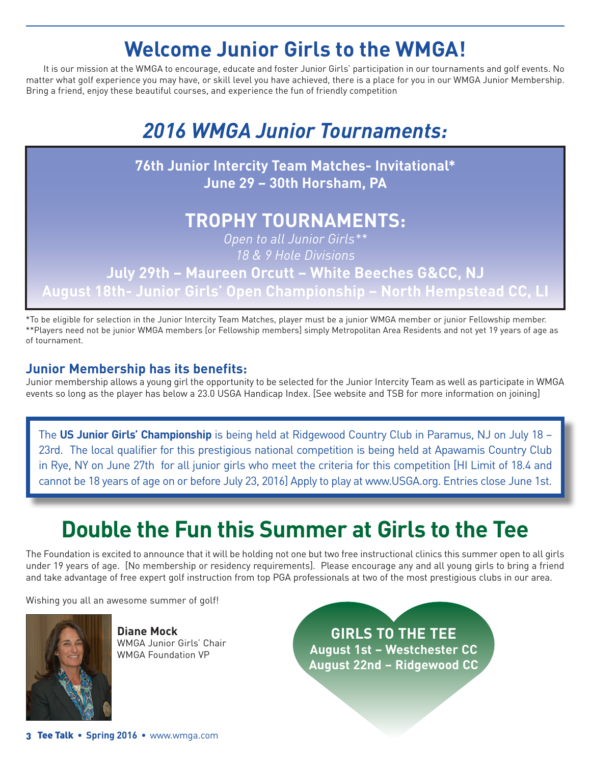# Welcome Junior Girls to the WMGA!

It is our mission at the WMGA to encourage, educate and foster Junior Girls' participation in our tournaments and golf events. No matter what golf experience you may have, or skill level you have achieved, there is a place for you in our WMGA Junior Membership. Bring a friend, enjoy these beautiful courses, and experience the fun of friendly competition

## *2016 WMGA Junior Tournaments:*

**76th Junior Intercity Team Matches- Invitational\***
**June 29 – 30th Horsham, PA**

### TROPHY TOURNAMENTS:

*Open to all Junior Girls\*\**
*18 & 9 Hole Divisions*

**July 29th – Maureen Orcutt – White Beeches G&CC, NJ**
**August 18th- Junior Girls' Open Championship – North Hempstead CC, LI**

\*To be eligible for selection in the Junior Intercity Team Matches, player must be a junior WMGA member or junior Fellowship member.
\*\*Players need not be junior WMGA members [or Fellowship members] simply Metropolitan Area Residents and not yet 19 years of age as of tournament.

### Junior Membership has its benefits:

Junior membership allows a young girl the opportunity to be selected for the Junior Intercity Team as well as participate in WMGA events so long as the player has below a 23.0 USGA Handicap Index. [See website and TSB for more information on joining]

The **US Junior Girls' Championship** is being held at Ridgewood Country Club in Paramus, NJ on July 18 – 23rd. The local qualifier for this prestigious national competition is being held at Apawamis Country Club in Rye, NY on June 27th for all junior girls who meet the criteria for this competition [HI Limit of 18.4 and cannot be 18 years of age on or before July 23, 2016] Apply to play at www.USGA.org. Entries close June 1st.

# Double the Fun this Summer at Girls to the Tee

The Foundation is excited to announce that it will be holding not one but two free instructional clinics this summer open to all girls under 19 years of age. [No membership or residency requirements]. Please encourage any and all young girls to bring a friend and take advantage of free expert golf instruction from top PGA professionals at two of the most prestigious clubs in our area.

Wishing you all an awesome summer of golf!

**Diane Mock**
WMGA Junior Girls' Chair
WMGA Foundation VP

**GIRLS TO THE TEE**
**August 1st – Westchester CC**
**August 22nd – Ridgewood CC**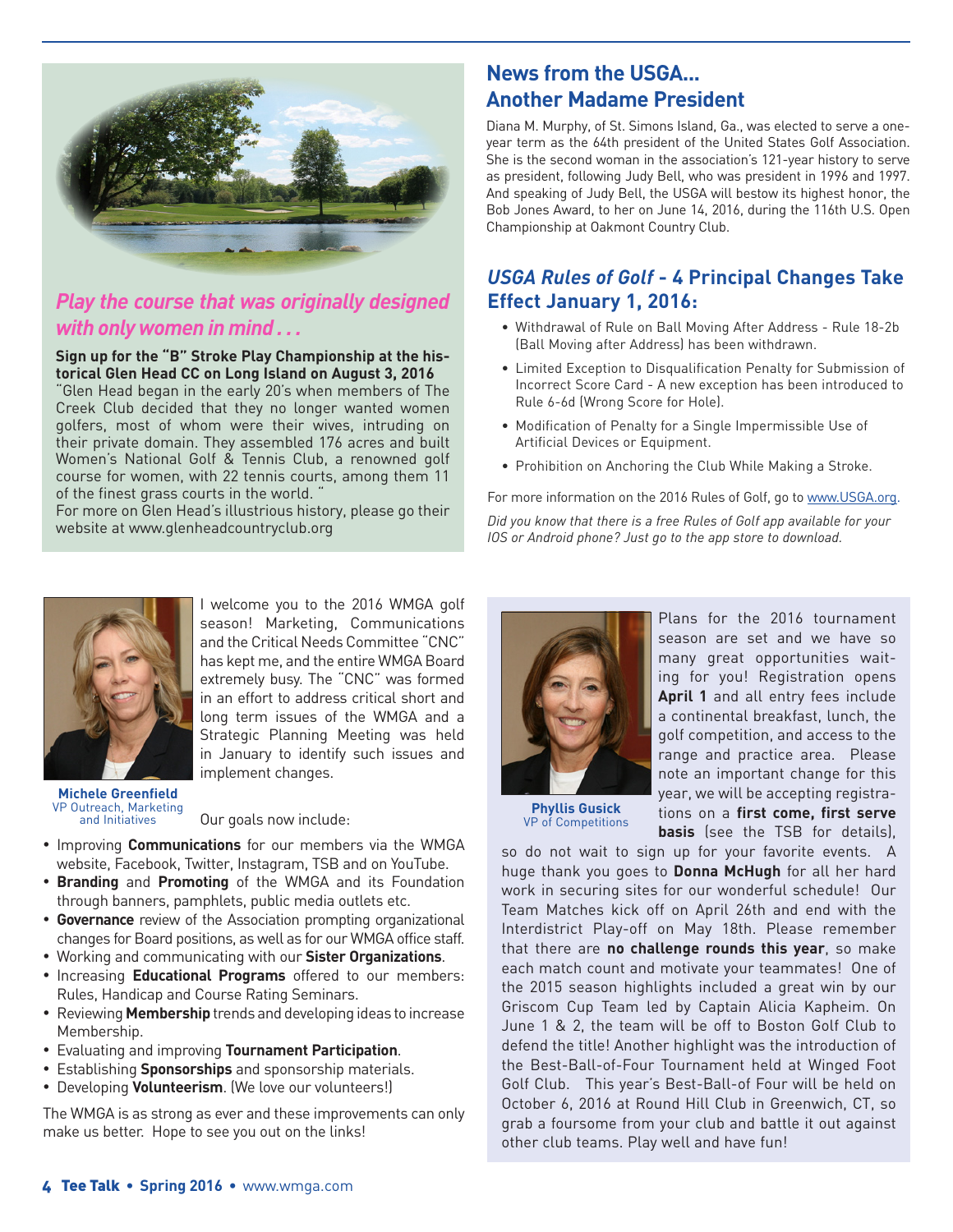## *Play the course that was originally designed with only women in mind . . .*

**Sign up for the "B" Stroke Play Championship at the historical Glen Head CC on Long Island on August 3, 2016**

"Glen Head began in the early 20's when members of The Creek Club decided that they no longer wanted women golfers, most of whom were their wives, intruding on their private domain. They assembled 176 acres and built Women's National Golf & Tennis Club, a renowned golf course for women, with 22 tennis courts, among them 11 of the finest grass courts in the world. "

For more on Glen Head's illustrious history, please go their website at www.glenheadcountryclub.org

## News from the USGA... Another Madame President

Diana M. Murphy, of St. Simons Island, Ga., was elected to serve a one-year term as the 64th president of the United States Golf Association. She is the second woman in the association's 121-year history to serve as president, following Judy Bell, who was president in 1996 and 1997. And speaking of Judy Bell, the USGA will bestow its highest honor, the Bob Jones Award, to her on June 14, 2016, during the 116th U.S. Open Championship at Oakmont Country Club.

## *USGA Rules of Golf* - 4 Principal Changes Take Effect January 1, 2016:

- Withdrawal of Rule on Ball Moving After Address - Rule 18-2b (Ball Moving after Address) has been withdrawn.
- Limited Exception to Disqualification Penalty for Submission of Incorrect Score Card - A new exception has been introduced to Rule 6-6d (Wrong Score for Hole).
- Modification of Penalty for a Single Impermissible Use of Artificial Devices or Equipment.
- Prohibition on Anchoring the Club While Making a Stroke.

For more information on the 2016 Rules of Golf, go to www.USGA.org.

*Did you know that there is a free Rules of Golf app available for your IOS or Android phone? Just go to the app store to download.*

**Michele Greenfield**
VP Outreach, Marketing and Initiatives

I welcome you to the 2016 WMGA golf season! Marketing, Communications and the Critical Needs Committee "CNC" has kept me, and the entire WMGA Board extremely busy. The "CNC" was formed in an effort to address critical short and long term issues of the WMGA and a Strategic Planning Meeting was held in January to identify such issues and implement changes.

Our goals now include:

- Improving **Communications** for our members via the WMGA website, Facebook, Twitter, Instagram, TSB and on YouTube.
- **Branding** and **Promoting** of the WMGA and its Foundation through banners, pamphlets, public media outlets etc.
- **Governance** review of the Association prompting organizational changes for Board positions, as well as for our WMGA office staff.
- Working and communicating with our **Sister Organizations**.
- Increasing **Educational Programs** offered to our members: Rules, Handicap and Course Rating Seminars.
- Reviewing **Membership** trends and developing ideas to increase Membership.
- Evaluating and improving **Tournament Participation**.
- Establishing **Sponsorships** and sponsorship materials.
- Developing **Volunteerism**. (We love our volunteers!)

The WMGA is as strong as ever and these improvements can only make us better. Hope to see you out on the links!

**Phyllis Gusick**
VP of Competitions

Plans for the 2016 tournament season are set and we have so many great opportunities waiting for you! Registration opens **April 1** and all entry fees include a continental breakfast, lunch, the golf competition, and access to the range and practice area. Please note an important change for this year, we will be accepting registrations on a **first come, first serve basis** (see the TSB for details), so do not wait to sign up for your favorite events. A huge thank you goes to **Donna McHugh** for all her hard work in securing sites for our wonderful schedule! Our Team Matches kick off on April 26th and end with the Interdistrict Play-off on May 18th. Please remember that there are **no challenge rounds this year**, so make each match count and motivate your teammates! One of the 2015 season highlights included a great win by our Griscom Cup Team led by Captain Alicia Kapheim. On June 1 & 2, the team will be off to Boston Golf Club to defend the title! Another highlight was the introduction of the Best-Ball-of-Four Tournament held at Winged Foot Golf Club. This year's Best-Ball-of Four will be held on October 6, 2016 at Round Hill Club in Greenwich, CT, so grab a foursome from your club and battle it out against other club teams. Play well and have fun!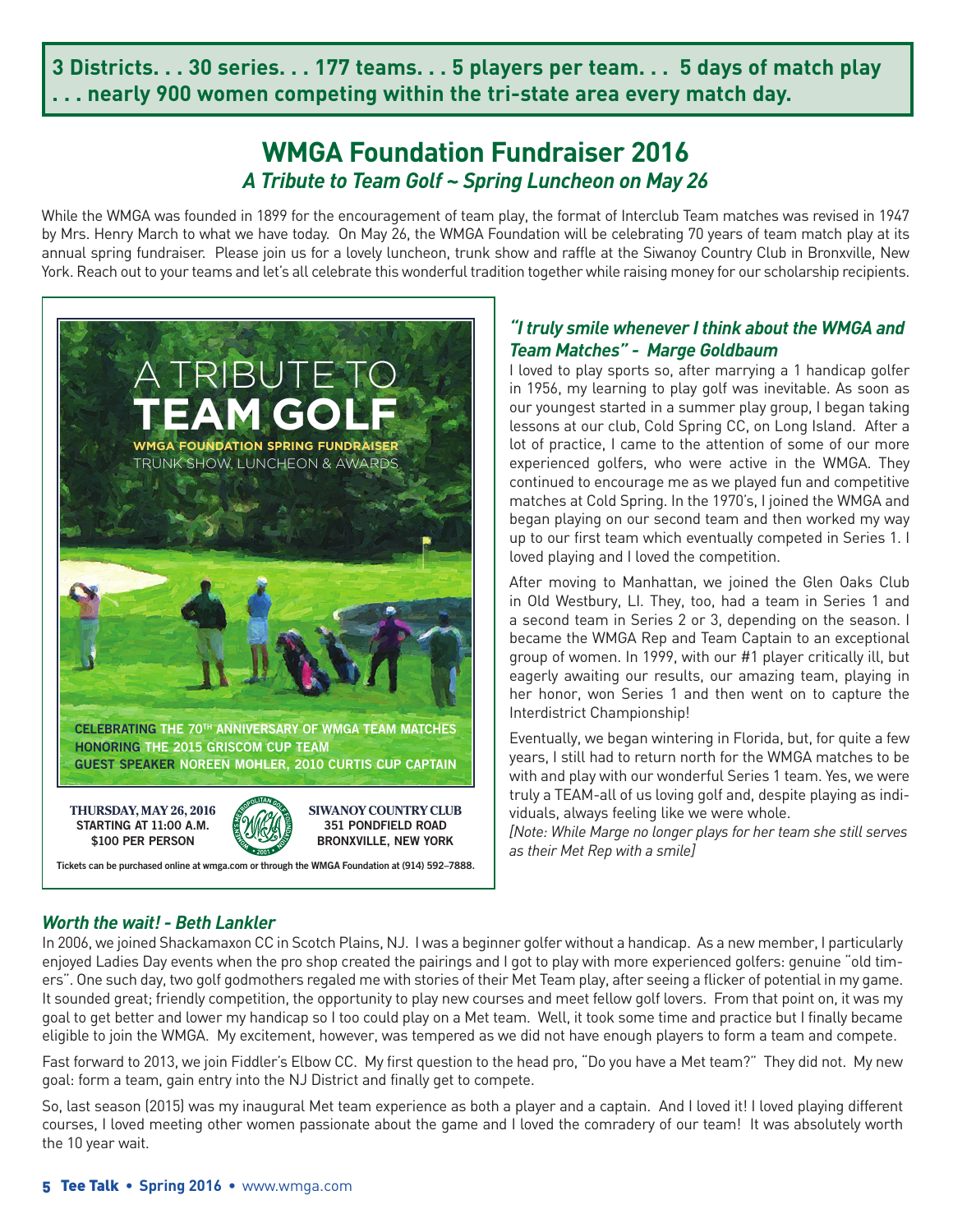**3 Districts. . . 30 series. . . 177 teams. . . 5 players per team. . . 5 days of match play . . . nearly 900 women competing within the tri-state area every match day.**

# WMGA Foundation Fundraiser 2016

## *A Tribute to Team Golf ~ Spring Luncheon on May 26*

While the WMGA was founded in 1899 for the encouragement of team play, the format of Interclub Team matches was revised in 1947 by Mrs. Henry March to what we have today. On May 26, the WMGA Foundation will be celebrating 70 years of team match play at its annual spring fundraiser. Please join us for a lovely luncheon, trunk show and raffle at the Siwanoy Country Club in Bronxville, New York. Reach out to your teams and let's all celebrate this wonderful tradition together while raising money for our scholarship recipients.

A TRIBUTE TO
**TEAM GOLF**
**WMGA FOUNDATION SPRING FUNDRAISER**
TRUNK SHOW, LUNCHEON & AWARDS

**CELEBRATING THE 70TH ANNIVERSARY OF WMGA TEAM MATCHES**
**HONORING THE 2015 GRISCOM CUP TEAM**
**GUEST SPEAKER NOREEN MOHLER, 2010 CURTIS CUP CAPTAIN**

**THURSDAY, MAY 26, 2016**
**STARTING AT 11:00 A.M.**
**$100 PER PERSON**

**SIWANOY COUNTRY CLUB**
**351 PONDFIELD ROAD**
**BRONXVILLE, NEW YORK**

**Tickets can be purchased online at wmga.com or through the WMGA Foundation at (914) 592–7888.**

### *"I truly smile whenever I think about the WMGA and Team Matches" - Marge Goldbaum*

I loved to play sports so, after marrying a 1 handicap golfer in 1956, my learning to play golf was inevitable. As soon as our youngest started in a summer play group, I began taking lessons at our club, Cold Spring CC, on Long Island. After a lot of practice, I came to the attention of some of our more experienced golfers, who were active in the WMGA. They continued to encourage me as we played fun and competitive matches at Cold Spring. In the 1970's, I joined the WMGA and began playing on our second team and then worked my way up to our first team which eventually competed in Series 1. I loved playing and I loved the competition.

After moving to Manhattan, we joined the Glen Oaks Club in Old Westbury, LI. They, too, had a team in Series 1 and a second team in Series 2 or 3, depending on the season. I became the WMGA Rep and Team Captain to an exceptional group of women. In 1999, with our #1 player critically ill, but eagerly awaiting our results, our amazing team, playing in her honor, won Series 1 and then went on to capture the Interdistrict Championship!

Eventually, we began wintering in Florida, but, for quite a few years, I still had to return north for the WMGA matches to be with and play with our wonderful Series 1 team. Yes, we were truly a TEAM-all of us loving golf and, despite playing as individuals, always feeling like we were whole.

*[Note: While Marge no longer plays for her team she still serves as their Met Rep with a smile]*

### *Worth the wait! - Beth Lankler*

In 2006, we joined Shackamaxon CC in Scotch Plains, NJ. I was a beginner golfer without a handicap. As a new member, I particularly enjoyed Ladies Day events when the pro shop created the pairings and I got to play with more experienced golfers: genuine "old timers". One such day, two golf godmothers regaled me with stories of their Met Team play, after seeing a flicker of potential in my game. It sounded great; friendly competition, the opportunity to play new courses and meet fellow golf lovers. From that point on, it was my goal to get better and lower my handicap so I too could play on a Met team. Well, it took some time and practice but I finally became eligible to join the WMGA. My excitement, however, was tempered as we did not have enough players to form a team and compete.

Fast forward to 2013, we join Fiddler's Elbow CC. My first question to the head pro, "Do you have a Met team?" They did not. My new goal: form a team, gain entry into the NJ District and finally get to compete.

So, last season (2015) was my inaugural Met team experience as both a player and a captain. And I loved it! I loved playing different courses, I loved meeting other women passionate about the game and I loved the comradery of our team! It was absolutely worth the 10 year wait.